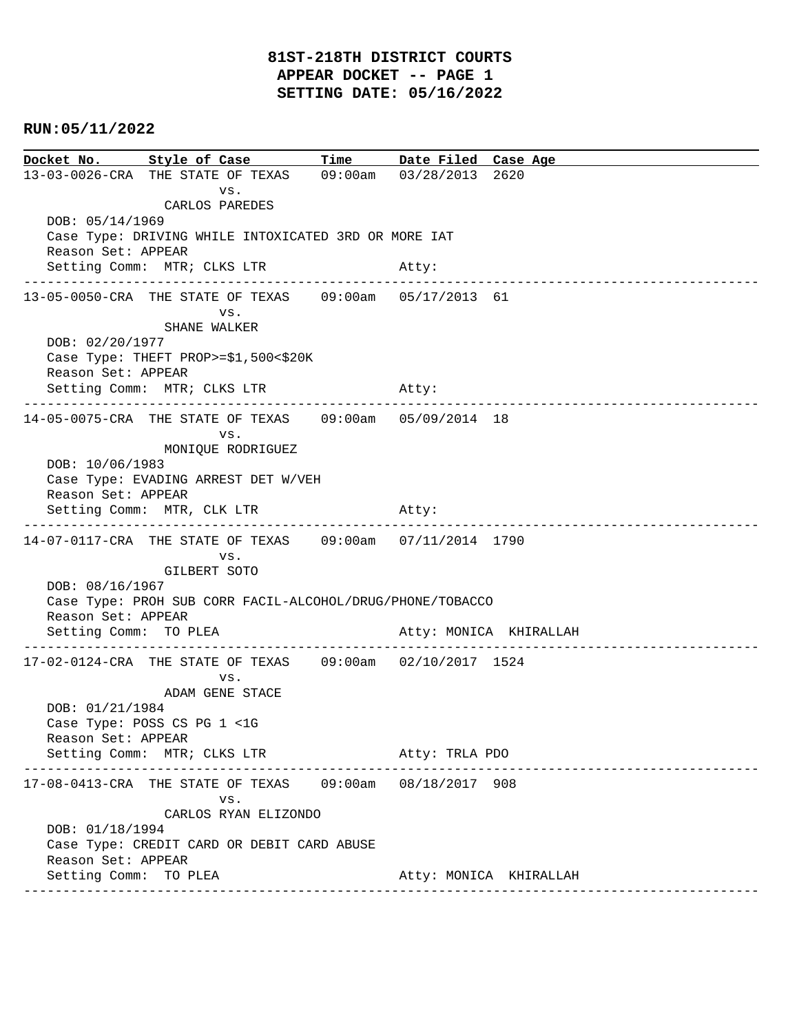# 81ST-218TH DISTRICT COURTS
## APPEAR DOCKET -- PAGE 1
## SETTING DATE: 05/16/2022

**RUN:05/11/2022**

| Docket No. | Style of Case | Time | Date Filed | Case Age |
|---|---|---|---|---|

---

**13-03-0026-CRA** THE STATE OF TEXAS vs. CARLOS PAREDES — 09:00am — 03/28/2013 — 2620

DOB: 05/14/1969
Case Type: DRIVING WHILE INTOXICATED 3RD OR MORE IAT
Reason Set: APPEAR
Setting Comm: MTR; CLKS LTR — Atty:

---

**13-05-0050-CRA** THE STATE OF TEXAS vs. SHANE WALKER — 09:00am — 05/17/2013 — 61

DOB: 02/20/1977
Case Type: THEFT PROP>=$1,500<$20K
Reason Set: APPEAR
Setting Comm: MTR; CLKS LTR — Atty:

---

**14-05-0075-CRA** THE STATE OF TEXAS vs. MONIQUE RODRIGUEZ — 09:00am — 05/09/2014 — 18

DOB: 10/06/1983
Case Type: EVADING ARREST DET W/VEH
Reason Set: APPEAR
Setting Comm: MTR, CLK LTR — Atty:

---

**14-07-0117-CRA** THE STATE OF TEXAS vs. GILBERT SOTO — 09:00am — 07/11/2014 — 1790

DOB: 08/16/1967
Case Type: PROH SUB CORR FACIL-ALCOHOL/DRUG/PHONE/TOBACCO
Reason Set: APPEAR
Setting Comm: TO PLEA — Atty: MONICA KHIRALLAH

---

**17-02-0124-CRA** THE STATE OF TEXAS vs. ADAM GENE STACE — 09:00am — 02/10/2017 — 1524

DOB: 01/21/1984
Case Type: POSS CS PG 1 <1G
Reason Set: APPEAR
Setting Comm: MTR; CLKS LTR — Atty: TRLA PDO

---

**17-08-0413-CRA** THE STATE OF TEXAS vs. CARLOS RYAN ELIZONDO — 09:00am — 08/18/2017 — 908

DOB: 01/18/1994
Case Type: CREDIT CARD OR DEBIT CARD ABUSE
Reason Set: APPEAR
Setting Comm: TO PLEA — Atty: MONICA KHIRALLAH

---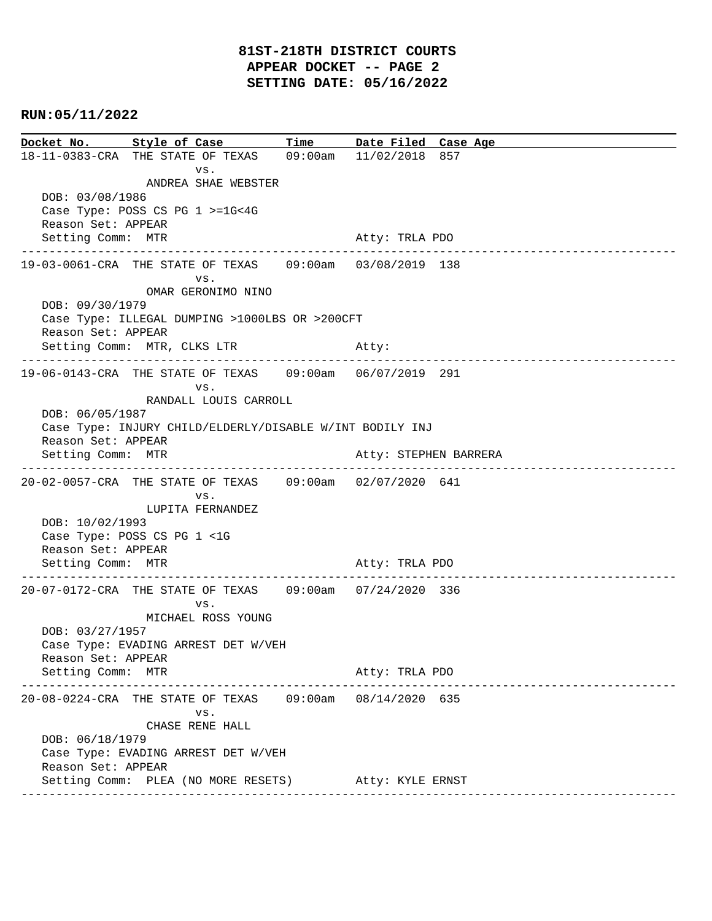# 81ST-218TH DISTRICT COURTS
## APPEAR DOCKET -- PAGE 2
## SETTING DATE: 05/16/2022

**RUN:05/11/2022**

| Docket No. | Style of Case | Time | Date Filed | Case Age |
|---|---|---|---|---|
| 18-11-0383-CRA | THE STATE OF TEXAS vs. ANDREA SHAE WEBSTER | 09:00am | 11/02/2018 | 857 |

DOB: 03/08/1986
Case Type: POSS CS PG 1 >=1G<4G
Reason Set: APPEAR
Setting Comm: MTR — Atty: TRLA PDO

---

| Docket No. | Style of Case | Time | Date Filed | Case Age |
|---|---|---|---|---|
| 19-03-0061-CRA | THE STATE OF TEXAS vs. OMAR GERONIMO NINO | 09:00am | 03/08/2019 | 138 |

DOB: 09/30/1979
Case Type: ILLEGAL DUMPING >1000LBS OR >200CFT
Reason Set: APPEAR
Setting Comm: MTR, CLKS LTR — Atty:

---

| Docket No. | Style of Case | Time | Date Filed | Case Age |
|---|---|---|---|---|
| 19-06-0143-CRA | THE STATE OF TEXAS vs. RANDALL LOUIS CARROLL | 09:00am | 06/07/2019 | 291 |

DOB: 06/05/1987
Case Type: INJURY CHILD/ELDERLY/DISABLE W/INT BODILY INJ
Reason Set: APPEAR
Setting Comm: MTR — Atty: STEPHEN BARRERA

---

| Docket No. | Style of Case | Time | Date Filed | Case Age |
|---|---|---|---|---|
| 20-02-0057-CRA | THE STATE OF TEXAS vs. LUPITA FERNANDEZ | 09:00am | 02/07/2020 | 641 |

DOB: 10/02/1993
Case Type: POSS CS PG 1 <1G
Reason Set: APPEAR
Setting Comm: MTR — Atty: TRLA PDO

---

| Docket No. | Style of Case | Time | Date Filed | Case Age |
|---|---|---|---|---|
| 20-07-0172-CRA | THE STATE OF TEXAS vs. MICHAEL ROSS YOUNG | 09:00am | 07/24/2020 | 336 |

DOB: 03/27/1957
Case Type: EVADING ARREST DET W/VEH
Reason Set: APPEAR
Setting Comm: MTR — Atty: TRLA PDO

---

| Docket No. | Style of Case | Time | Date Filed | Case Age |
|---|---|---|---|---|
| 20-08-0224-CRA | THE STATE OF TEXAS vs. CHASE RENE HALL | 09:00am | 08/14/2020 | 635 |

DOB: 06/18/1979
Case Type: EVADING ARREST DET W/VEH
Reason Set: APPEAR
Setting Comm: PLEA (NO MORE RESETS) — Atty: KYLE ERNST

---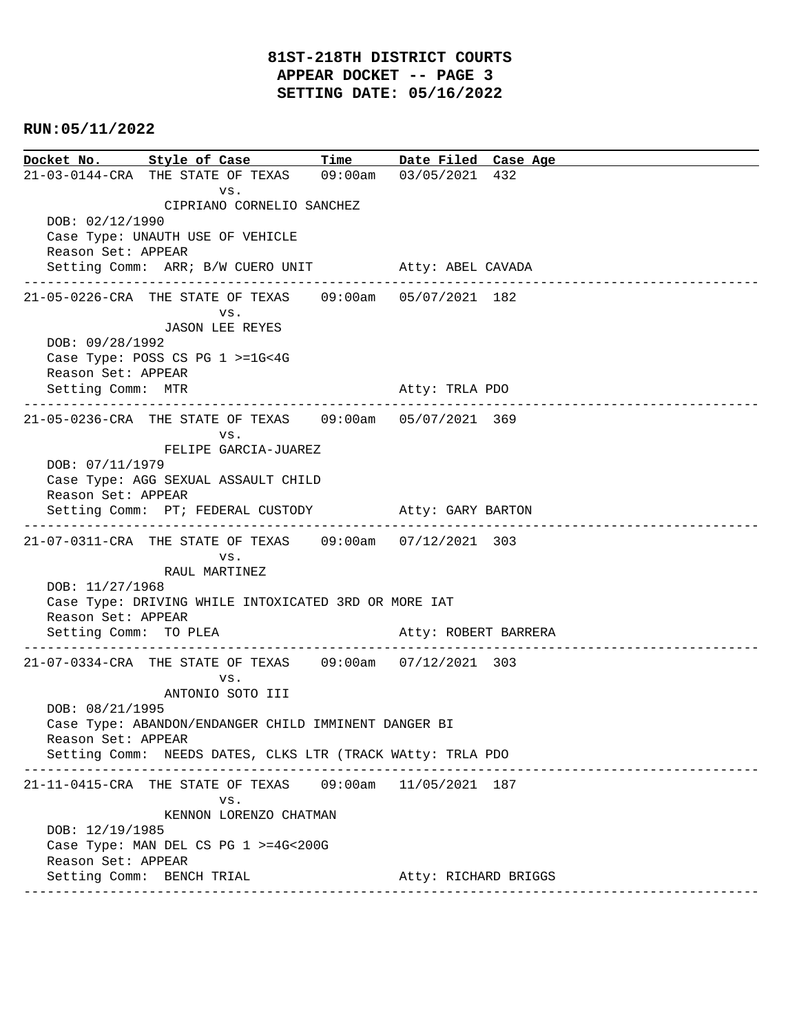# 81ST-218TH DISTRICT COURTS
## APPEAR DOCKET -- PAGE 3
## SETTING DATE: 05/16/2022

**RUN:05/11/2022**

```
Docket No.      Style of Case         Time      Date Filed  Case Age
21-03-0144-CRA  THE STATE OF TEXAS    09:00am   03/05/2021  432
                         vs.
                CIPRIANO CORNELIO SANCHEZ
   DOB: 02/12/1990
   Case Type: UNAUTH USE OF VEHICLE
   Reason Set: APPEAR
   Setting Comm:  ARR; B/W CUERO UNIT          Atty: ABEL CAVADA
------------------------------------------------------------------------------------------
21-05-0226-CRA  THE STATE OF TEXAS    09:00am   05/07/2021  182
                         vs.
                JASON LEE REYES
   DOB: 09/28/1992
   Case Type: POSS CS PG 1 >=1G<4G
   Reason Set: APPEAR
   Setting Comm:  MTR                          Atty: TRLA PDO
------------------------------------------------------------------------------------------
21-05-0236-CRA  THE STATE OF TEXAS    09:00am   05/07/2021  369
                         vs.
                FELIPE GARCIA-JUAREZ
   DOB: 07/11/1979
   Case Type: AGG SEXUAL ASSAULT CHILD
   Reason Set: APPEAR
   Setting Comm:  PT; FEDERAL CUSTODY          Atty: GARY BARTON
------------------------------------------------------------------------------------------
21-07-0311-CRA  THE STATE OF TEXAS    09:00am   07/12/2021  303
                         vs.
                RAUL MARTINEZ
   DOB: 11/27/1968
   Case Type: DRIVING WHILE INTOXICATED 3RD OR MORE IAT
   Reason Set: APPEAR
   Setting Comm:  TO PLEA                      Atty: ROBERT BARRERA
------------------------------------------------------------------------------------------
21-07-0334-CRA  THE STATE OF TEXAS    09:00am   07/12/2021  303
                         vs.
                ANTONIO SOTO III
   DOB: 08/21/1995
   Case Type: ABANDON/ENDANGER CHILD IMMINENT DANGER BI
   Reason Set: APPEAR
   Setting Comm:  NEEDS DATES, CLKS LTR (TRACK WAtty: TRLA PDO
------------------------------------------------------------------------------------------
21-11-0415-CRA  THE STATE OF TEXAS    09:00am   11/05/2021  187
                         vs.
                KENNON LORENZO CHATMAN
   DOB: 12/19/1985
   Case Type: MAN DEL CS PG 1 >=4G<200G
   Reason Set: APPEAR
   Setting Comm:  BENCH TRIAL                  Atty: RICHARD BRIGGS
------------------------------------------------------------------------------------------
```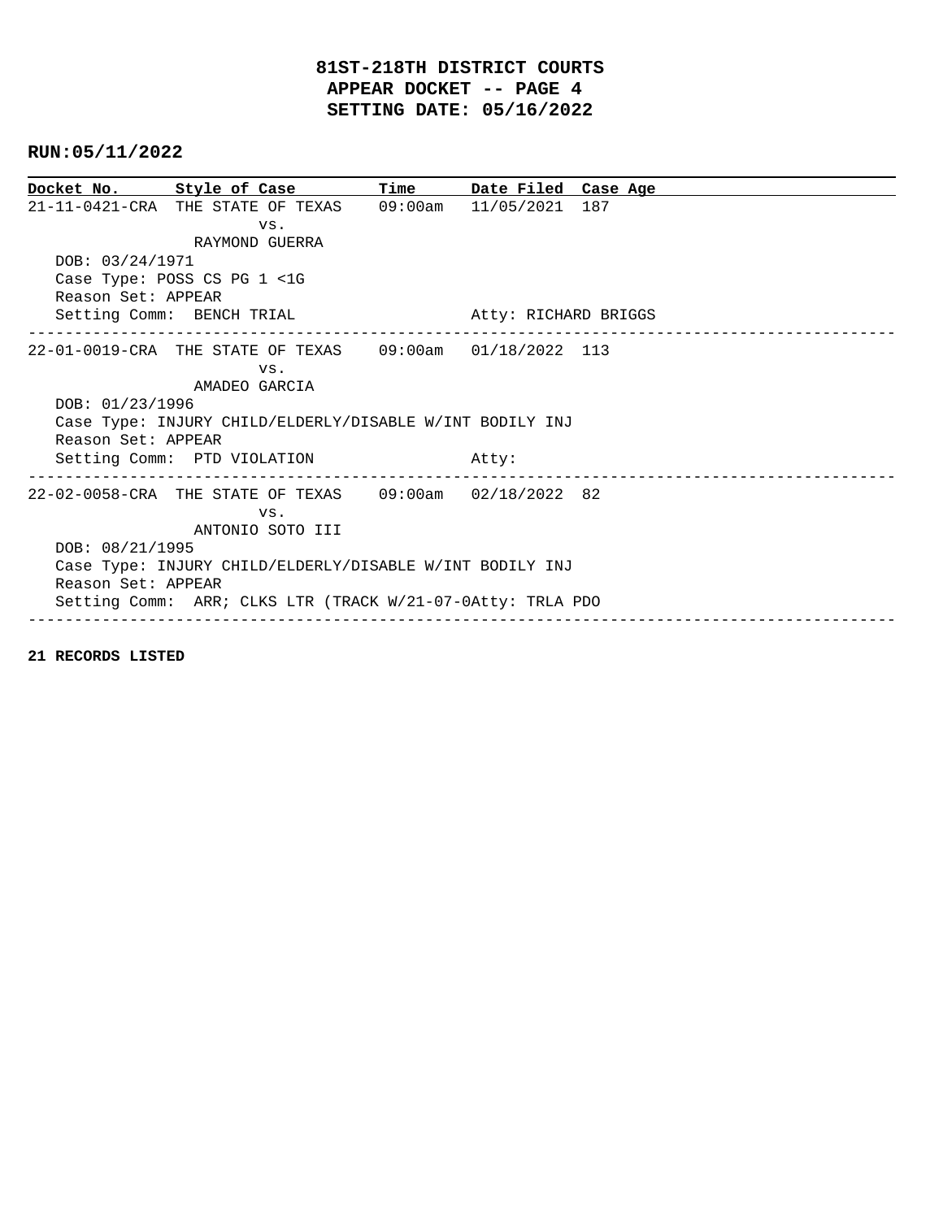**81ST-218TH DISTRICT COURTS**
**APPEAR DOCKET -- PAGE 4**
**SETTING DATE: 05/16/2022**

**RUN:05/11/2022**

| Docket No. | Style of Case | Time | Date Filed | Case Age |
|---|---|---|---|---|
| 21-11-0421-CRA | THE STATE OF TEXAS vs. RAYMOND GUERRA | 09:00am | 11/05/2021 | 187 |

DOB: 03/24/1971
Case Type: POSS CS PG 1 <1G
Reason Set: APPEAR
Setting Comm: BENCH TRIAL Atty: RICHARD BRIGGS

---

| Docket No. | Style of Case | Time | Date Filed | Case Age |
|---|---|---|---|---|
| 22-01-0019-CRA | THE STATE OF TEXAS vs. AMADEO GARCIA | 09:00am | 01/18/2022 | 113 |

DOB: 01/23/1996
Case Type: INJURY CHILD/ELDERLY/DISABLE W/INT BODILY INJ
Reason Set: APPEAR
Setting Comm: PTD VIOLATION Atty:

---

| Docket No. | Style of Case | Time | Date Filed | Case Age |
|---|---|---|---|---|
| 22-02-0058-CRA | THE STATE OF TEXAS vs. ANTONIO SOTO III | 09:00am | 02/18/2022 | 82 |

DOB: 08/21/1995
Case Type: INJURY CHILD/ELDERLY/DISABLE W/INT BODILY INJ
Reason Set: APPEAR
Setting Comm: ARR; CLKS LTR (TRACK W/21-07-0Atty: TRLA PDO

---

**21 RECORDS LISTED**